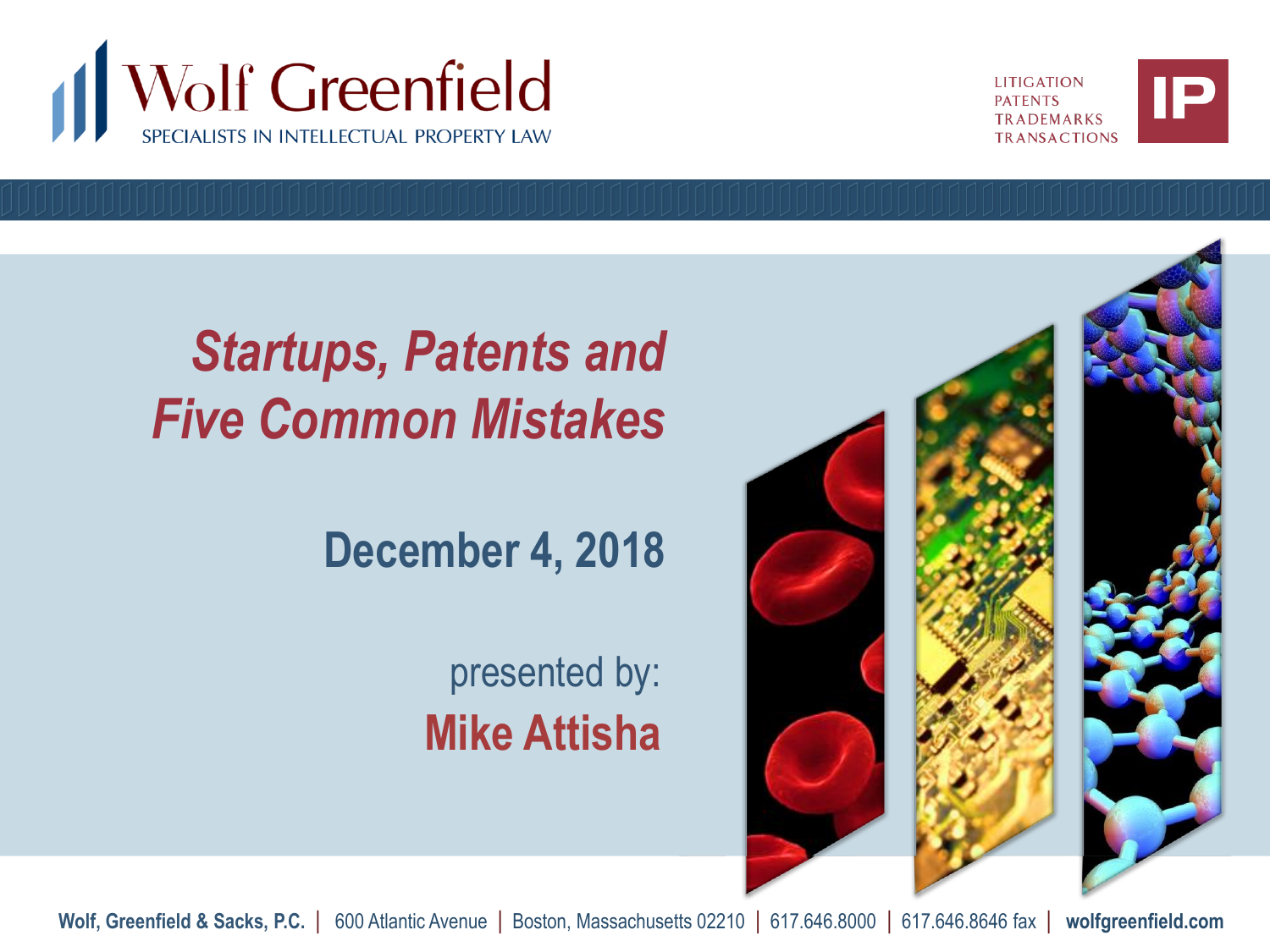Wolf Greenfield

SPECIALISTS IN INTELLECTUAL PROPERTY LAW

LITIGATION
PATENTS
TRADEMARKS
TRANSACTIONS

IP

# *Startups, Patents and Five Common Mistakes*

## December 4, 2018

presented by:

**Mike Attisha**

**Wolf, Greenfield & Sacks, P.C.** | 600 Atlantic Avenue | Boston, Massachusetts 02210 | 617.646.8000 | 617.646.8646 fax | **wolfgreenfield.com**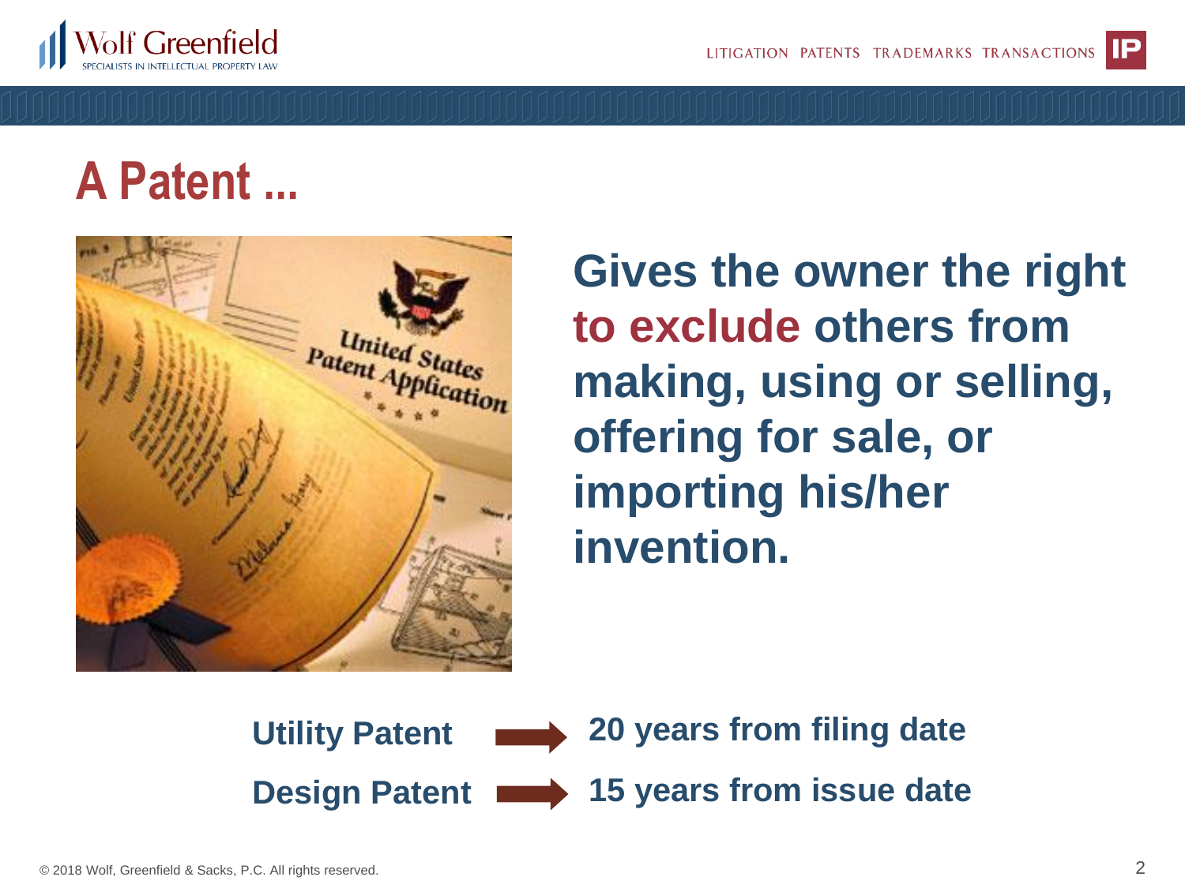# A Patent ...

**Gives the owner the right to exclude others from making, using or selling, offering for sale, or importing his/her invention.**

**Utility Patent** → **20 years from filing date**

**Design Patent** → **15 years from issue date**

© 2018 Wolf, Greenfield & Sacks, P.C. All rights reserved.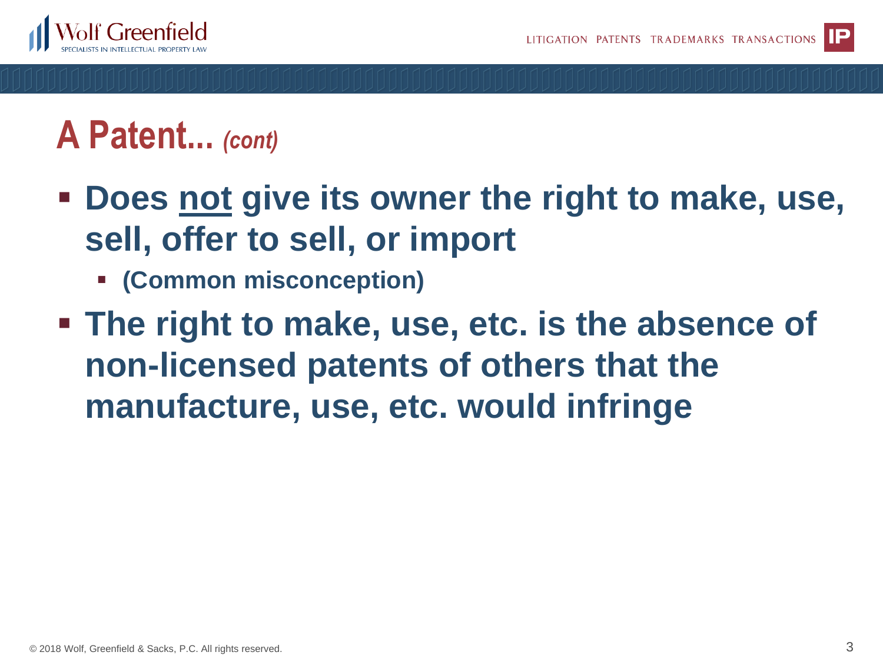# A Patent... *(cont)*

- **Does <u>not</u> give its owner the right to make, use, sell, offer to sell, or import**
  - **(Common misconception)**
- **The right to make, use, etc. is the absence of non-licensed patents of others that the manufacture, use, etc. would infringe**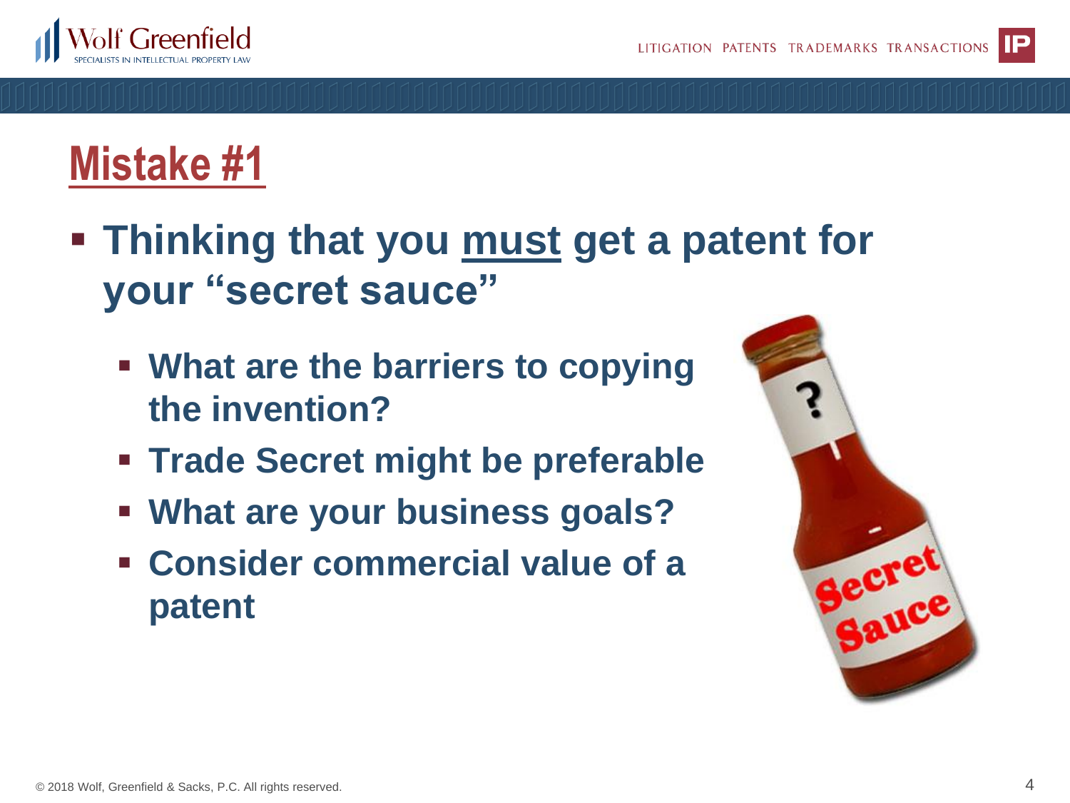# Mistake #1

- **Thinking that you must get a patent for your "secret sauce"**
  - **What are the barriers to copying the invention?**
  - **Trade Secret might be preferable**
  - **What are your business goals?**
  - **Consider commercial value of a patent**

© 2018 Wolf, Greenfield & Sacks, P.C. All rights reserved.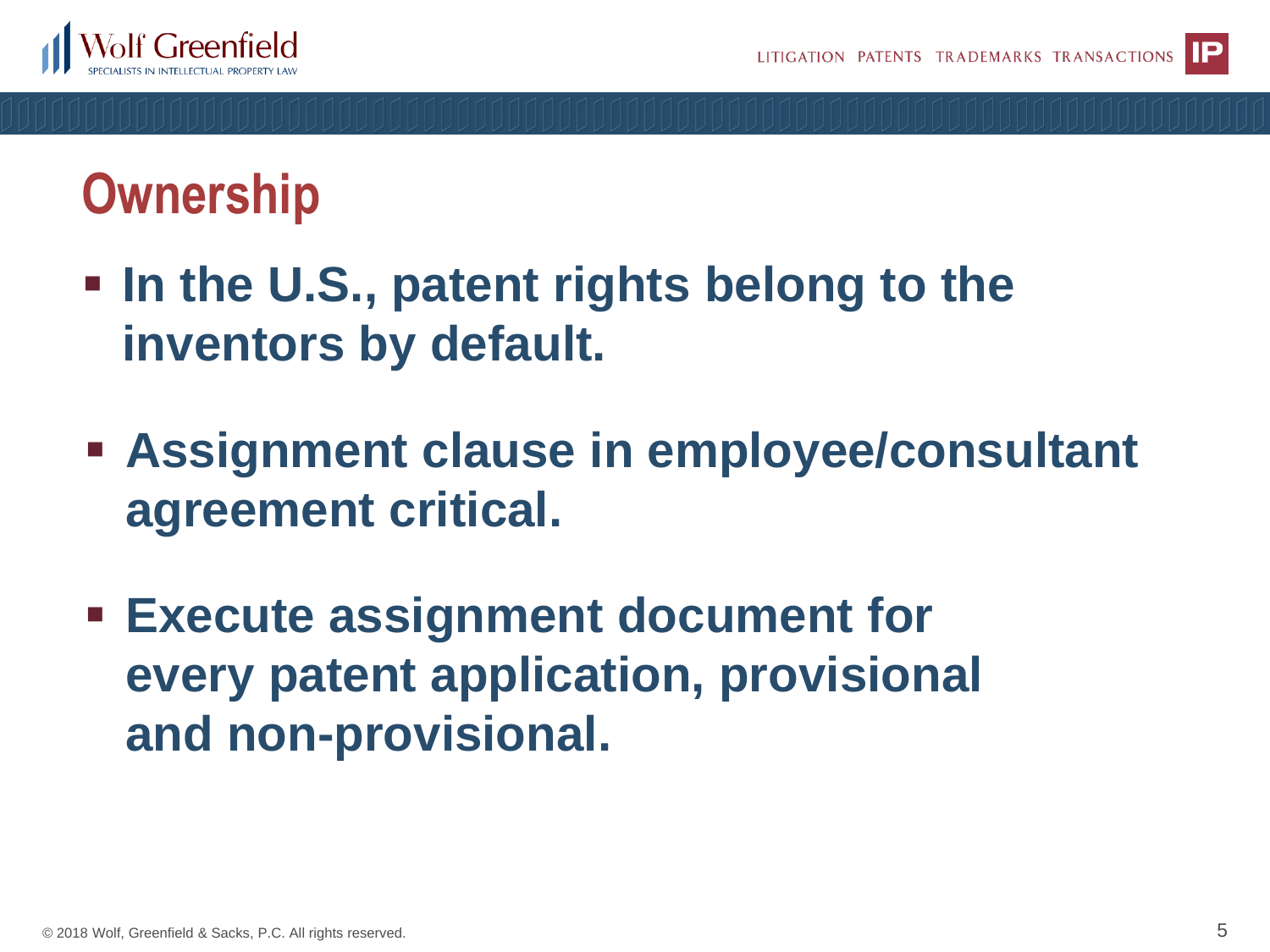# Ownership

- **In the U.S., patent rights belong to the inventors by default.**
- **Assignment clause in employee/consultant agreement critical.**
- **Execute assignment document for every patent application, provisional and non-provisional.**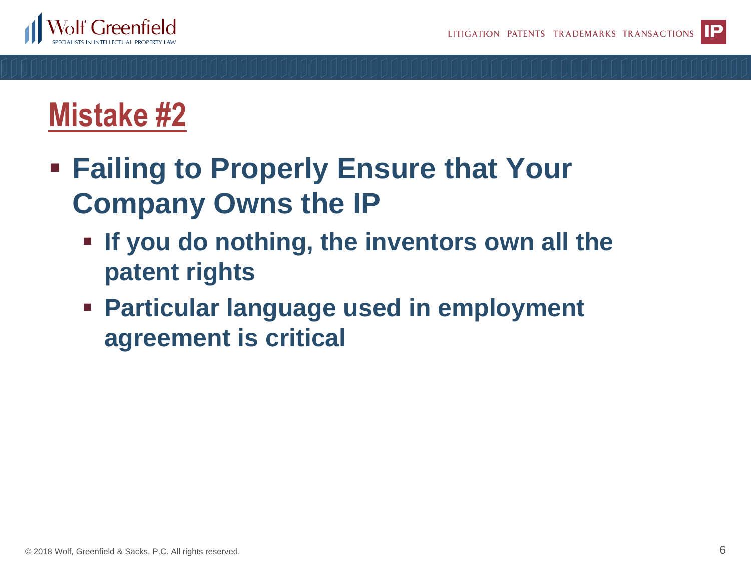# Mistake #2

- **Failing to Properly Ensure that Your Company Owns the IP**
  - **If you do nothing, the inventors own all the patent rights**
  - **Particular language used in employment agreement is critical**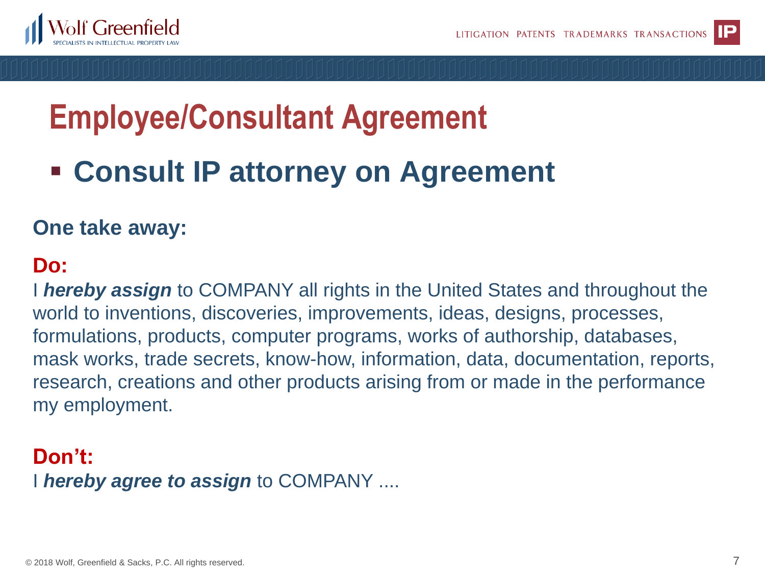# Employee/Consultant Agreement

- **Consult IP attorney on Agreement**

**One take away:**

**Do:**
I ***hereby assign*** to COMPANY all rights in the United States and throughout the world to inventions, discoveries, improvements, ideas, designs, processes, formulations, products, computer programs, works of authorship, databases, mask works, trade secrets, know-how, information, data, documentation, reports, research, creations and other products arising from or made in the performance my employment.

**Don't:**
I ***hereby agree to assign*** to COMPANY ....

© 2018 Wolf, Greenfield & Sacks, P.C. All rights reserved.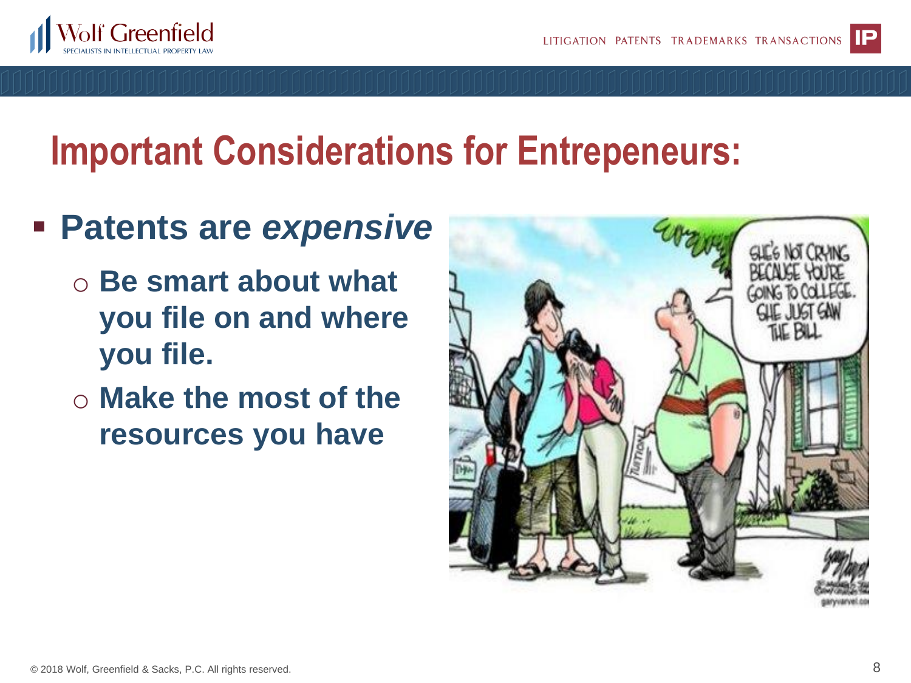# Important Considerations for Entrepeneurs:

- **Patents are *expensive***
  - **Be smart about what you file on and where you file.**
  - **Make the most of the resources you have**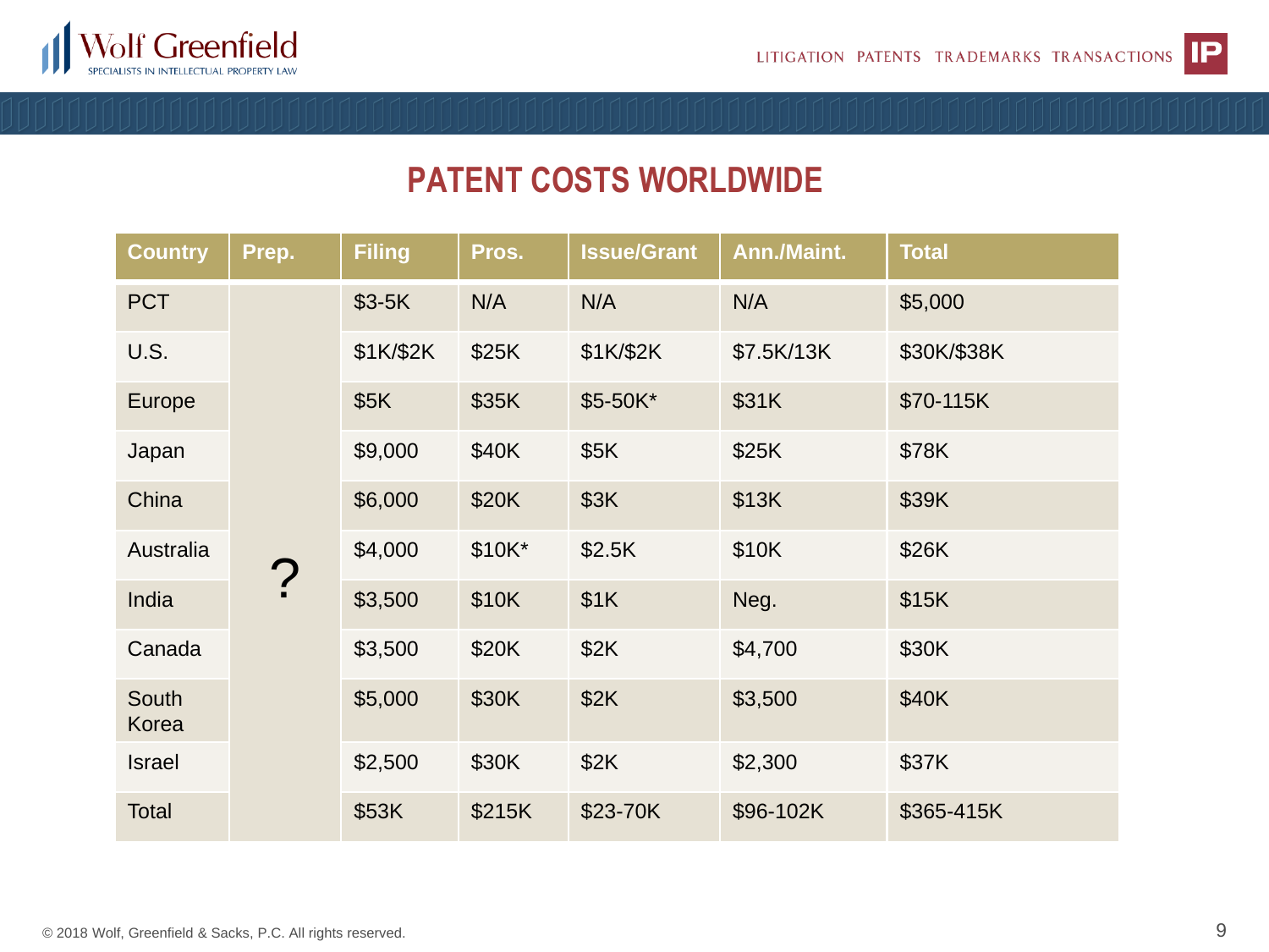# PATENT COSTS WORLDWIDE

| Country | Prep. | Filing | Pros. | Issue/Grant | Ann./Maint. | Total |
|---|---|---|---|---|---|---|
| PCT | ? | $3-5K | N/A | N/A | N/A | $5,000 |
| U.S. | | $1K/$2K | $25K | $1K/$2K | $7.5K/13K | $30K/$38K |
| Europe | | $5K | $35K | $5-50K* | $31K | $70-115K |
| Japan | | $9,000 | $40K | $5K | $25K | $78K |
| China | | $6,000 | $20K | $3K | $13K | $39K |
| Australia | | $4,000 | $10K* | $2.5K | $10K | $26K |
| India | | $3,500 | $10K | $1K | Neg. | $15K |
| Canada | | $3,500 | $20K | $2K | $4,700 | $30K |
| South Korea | | $5,000 | $30K | $2K | $3,500 | $40K |
| Israel | | $2,500 | $30K | $2K | $2,300 | $37K |
| Total | | $53K | $215K | $23-70K | $96-102K | $365-415K |

© 2018 Wolf, Greenfield & Sacks, P.C. All rights reserved.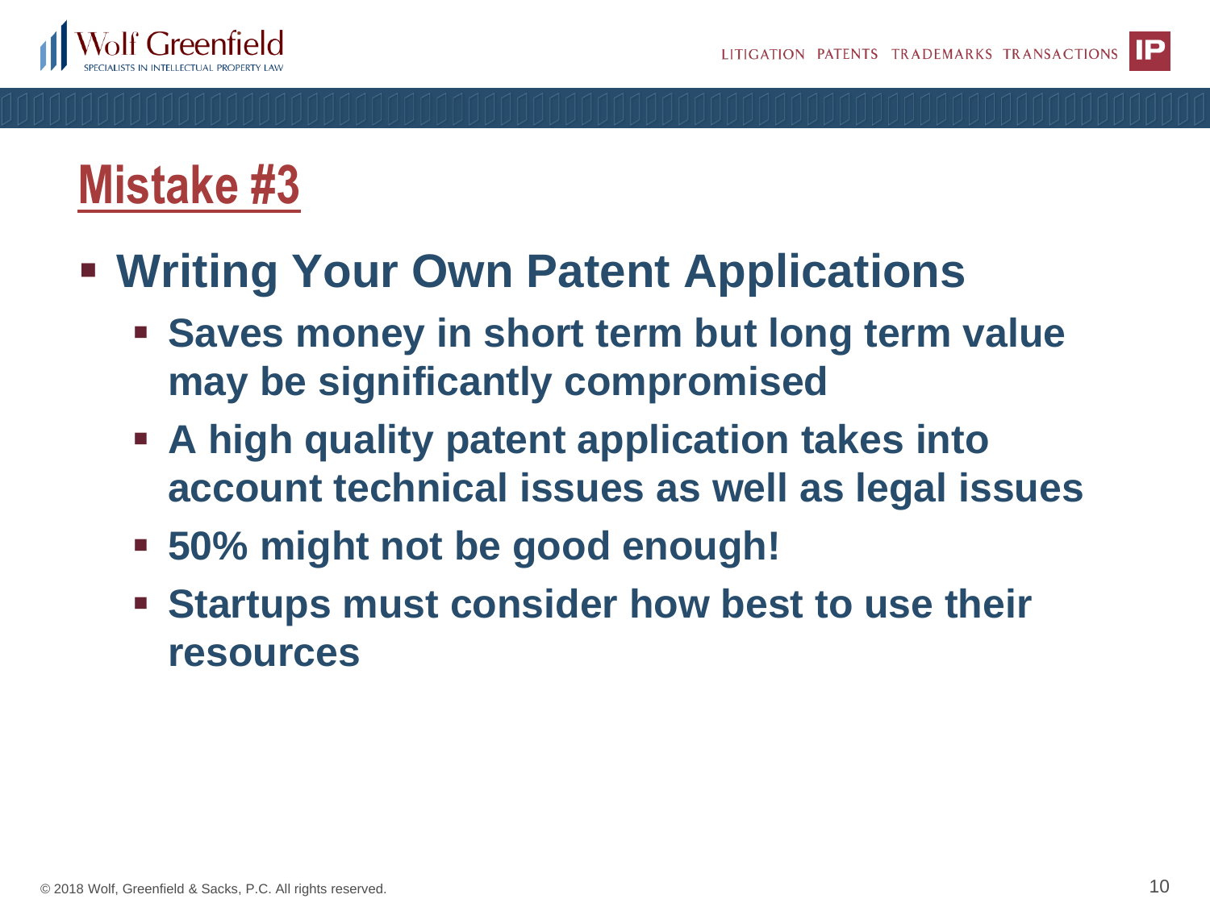# Mistake #3

- **Writing Your Own Patent Applications**
  - **Saves money in short term but long term value may be significantly compromised**
  - **A high quality patent application takes into account technical issues as well as legal issues**
  - **50% might not be good enough!**
  - **Startups must consider how best to use their resources**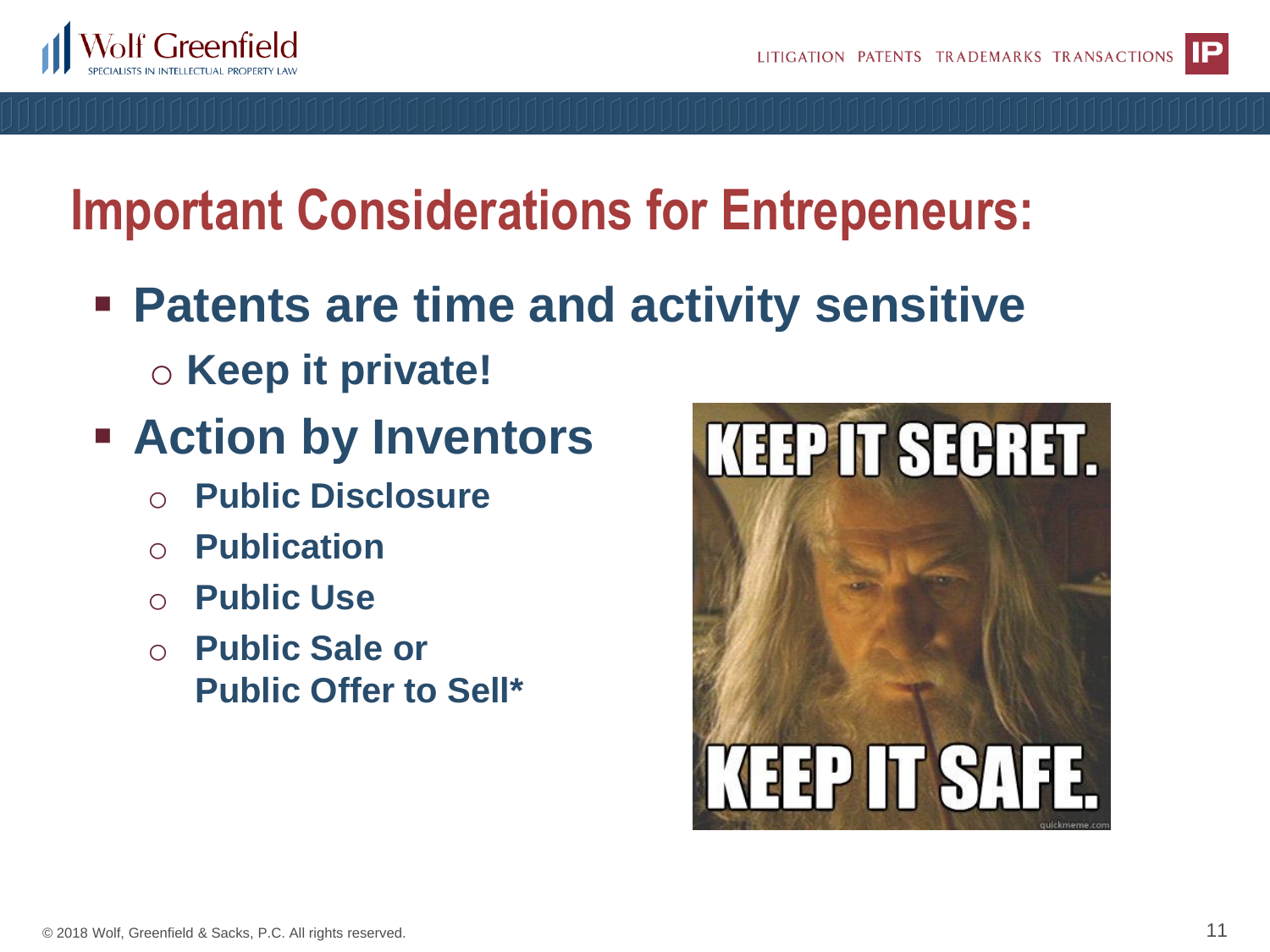# Important Considerations for Entrepeneurs:

- **Patents are time and activity sensitive**
  - **Keep it private!**
- **Action by Inventors**
  - **Public Disclosure**
  - **Publication**
  - **Public Use**
  - **Public Sale or Public Offer to Sell***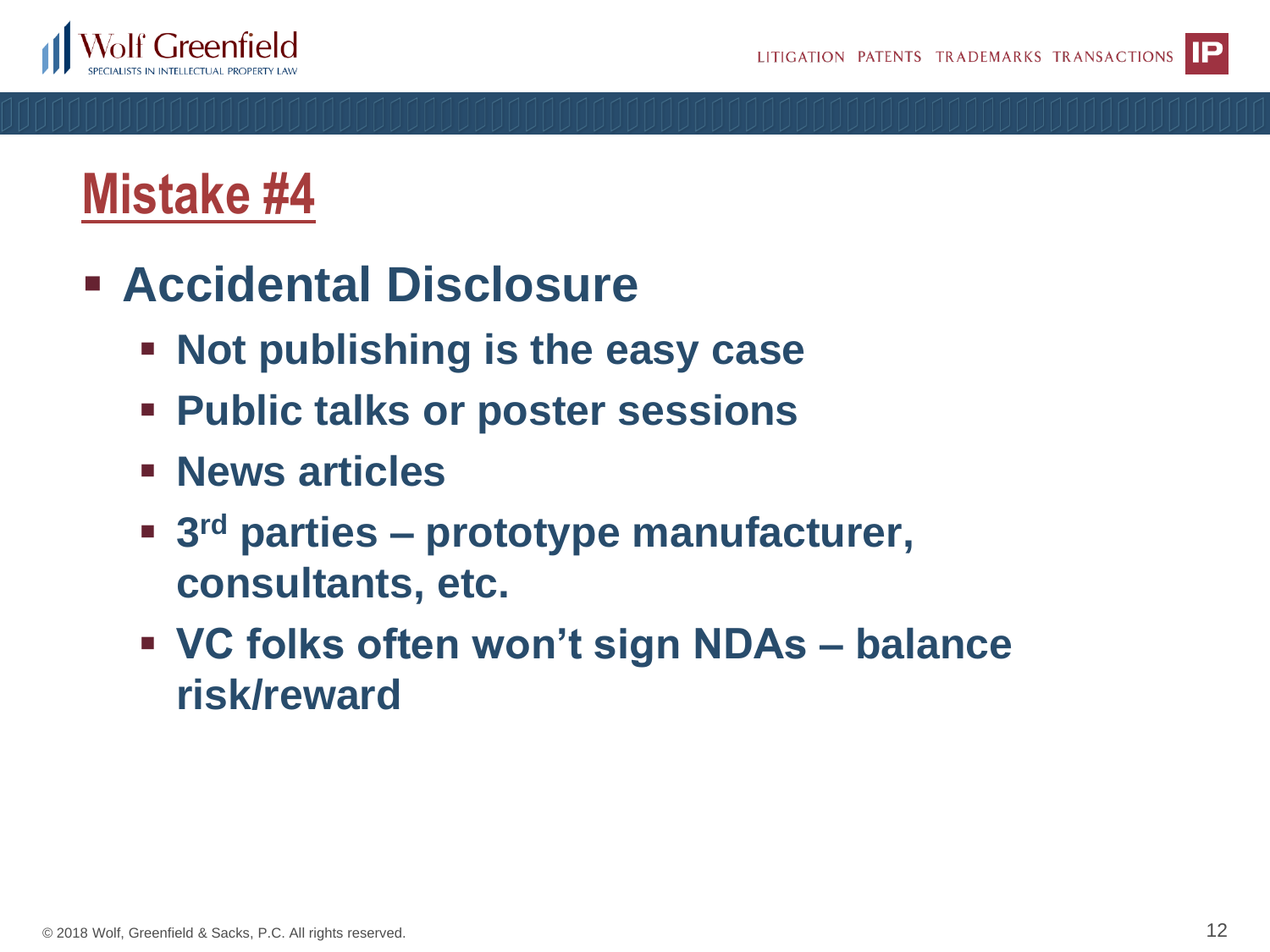# Mistake #4

- **Accidental Disclosure**
  - **Not publishing is the easy case**
  - **Public talks or poster sessions**
  - **News articles**
  - **3rd parties – prototype manufacturer, consultants, etc.**
  - **VC folks often won't sign NDAs – balance risk/reward**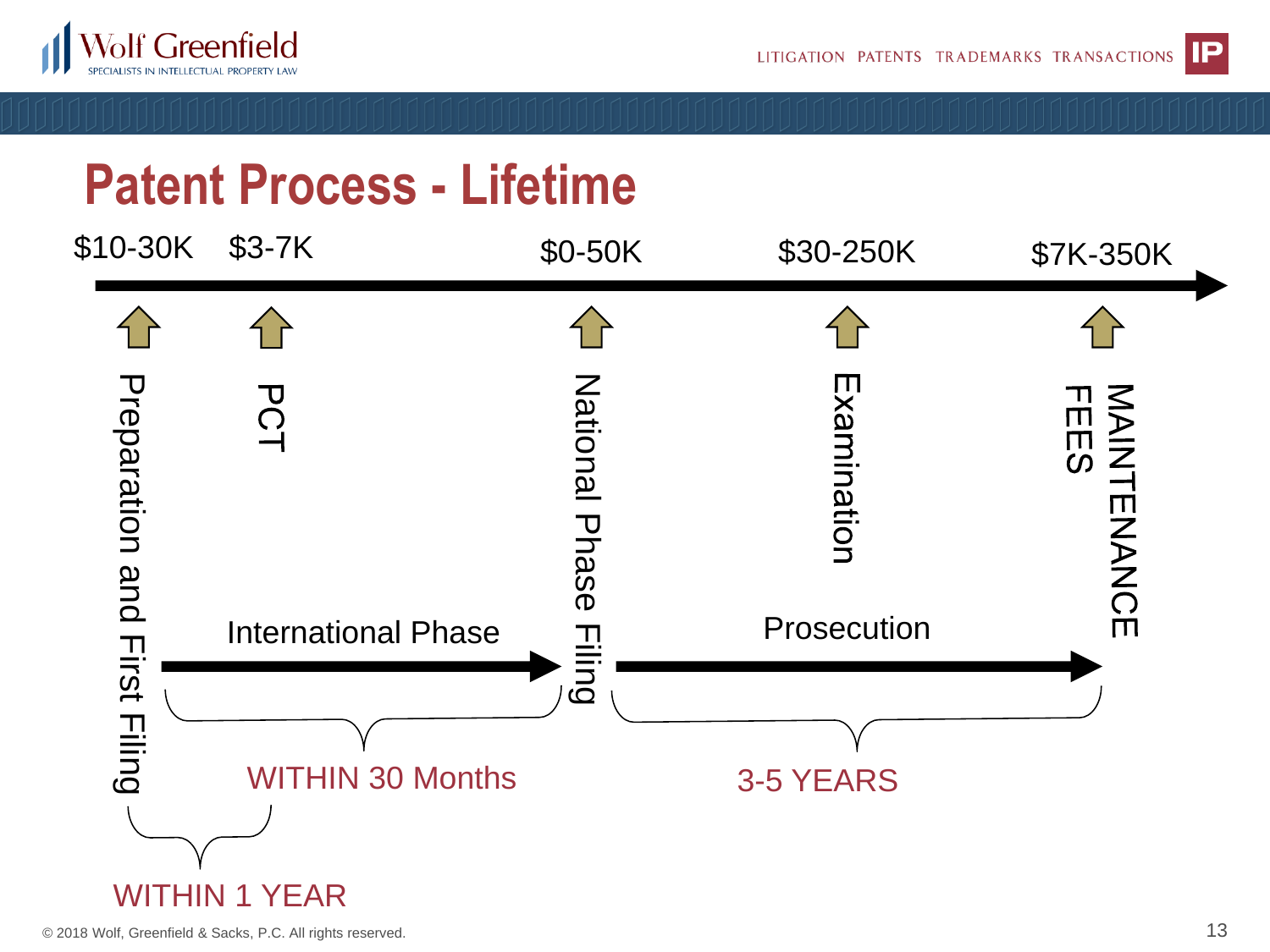# Patent Process - Lifetime

| Stage | Cost |
| --- | --- |
| Preparation and First Filing | $10-30K |
| PCT | $3-7K |
| National Phase Filing | $0-50K |
| Examination | $30-250K |
| MAINTENANCE FEES | $7K-350K |

- Preparation and First Filing to PCT: WITHIN 1 YEAR
- International Phase (to National Phase Filing): WITHIN 30 Months
- Prosecution (National Phase Filing to Maintenance Fees): 3-5 YEARS

© 2018 Wolf, Greenfield & Sacks, P.C. All rights reserved.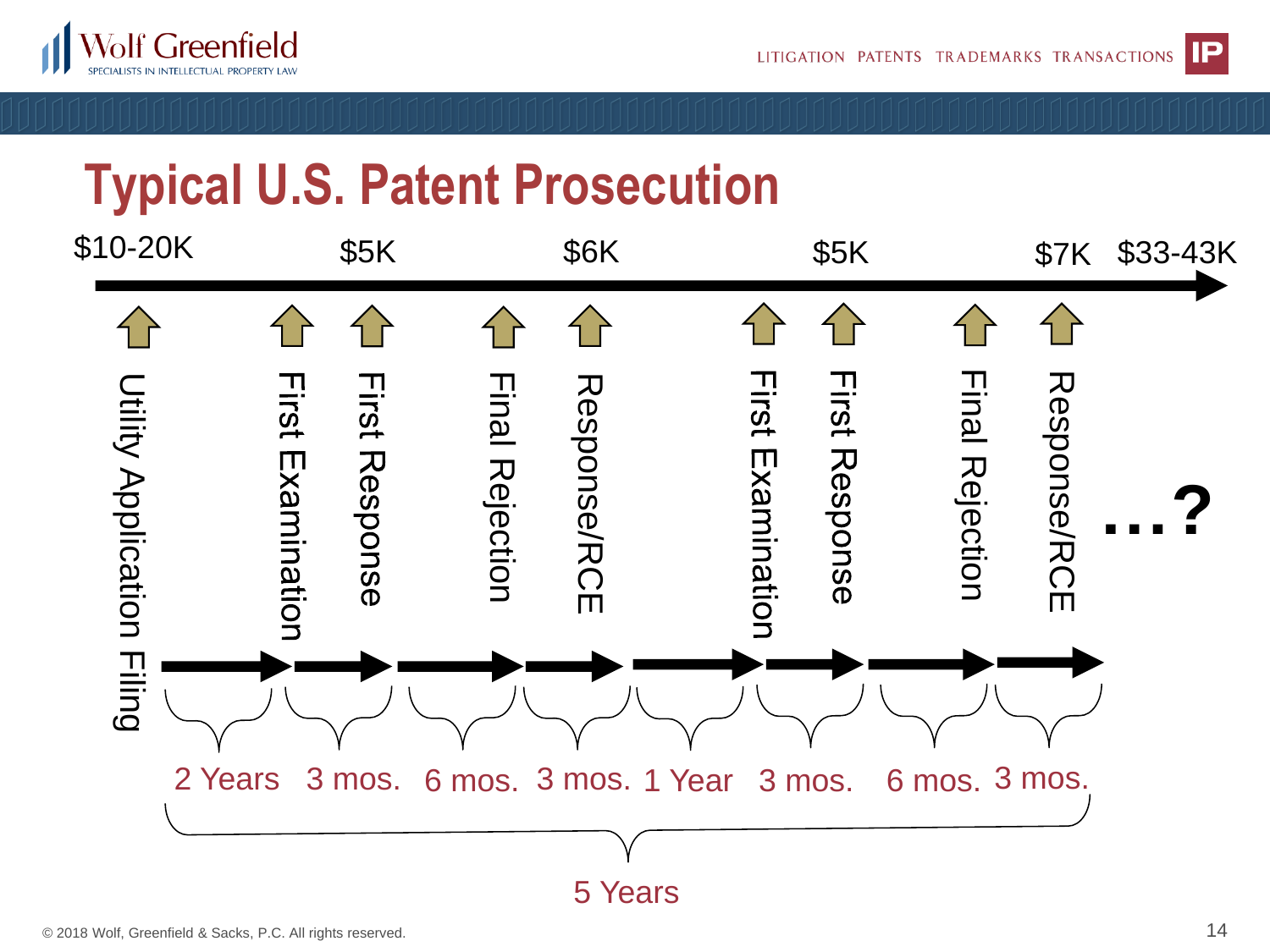# Typical U.S. Patent Prosecution

| Step | Cost | Time to next step |
|---|---|---|
| Utility Application Filing | $10-20K | 2 Years |
| First Examination | | 3 mos. |
| First Response | $5K | 6 mos. |
| Final Rejection | | 3 mos. |
| Response/RCE | $6K | 1 Year |
| First Examination | | 3 mos. |
| First Response | $5K | 6 mos. |
| Final Rejection | | 3 mos. |
| Response/RCE | $7K | |
| …? | $33-43K | |

Total: 5 Years

© 2018 Wolf, Greenfield & Sacks, P.C. All rights reserved.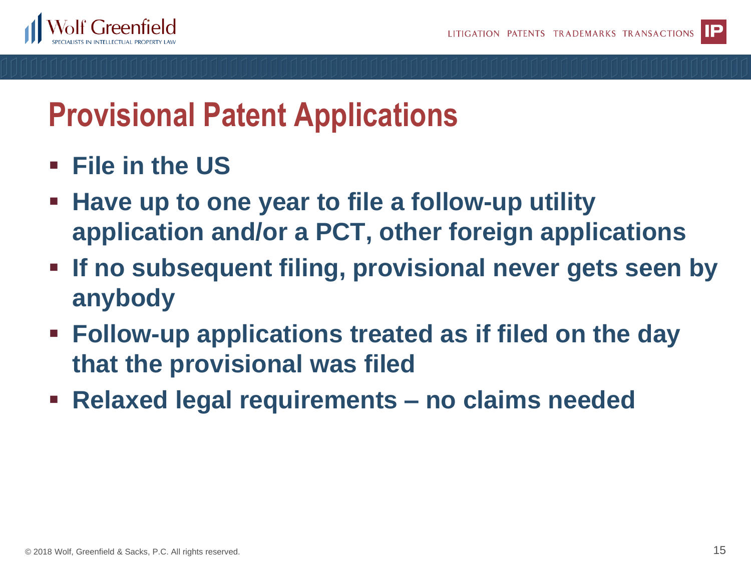# Provisional Patent Applications

- File in the US
- Have up to one year to file a follow-up utility application and/or a PCT, other foreign applications
- If no subsequent filing, provisional never gets seen by anybody
- Follow-up applications treated as if filed on the day that the provisional was filed
- Relaxed legal requirements – no claims needed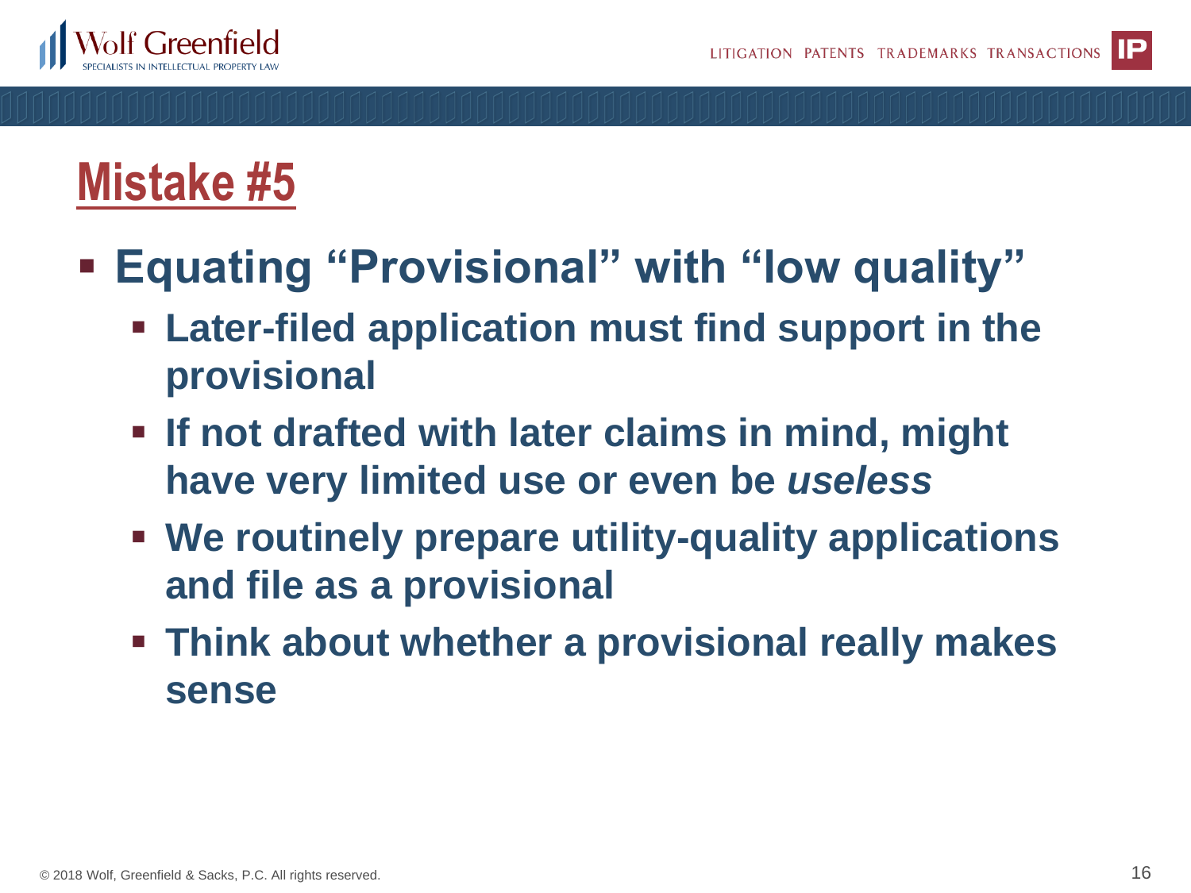# Mistake #5

- **Equating "Provisional" with "low quality"**
  - **Later-filed application must find support in the provisional**
  - **If not drafted with later claims in mind, might have very limited use or even be *useless***
  - **We routinely prepare utility-quality applications and file as a provisional**
  - **Think about whether a provisional really makes sense**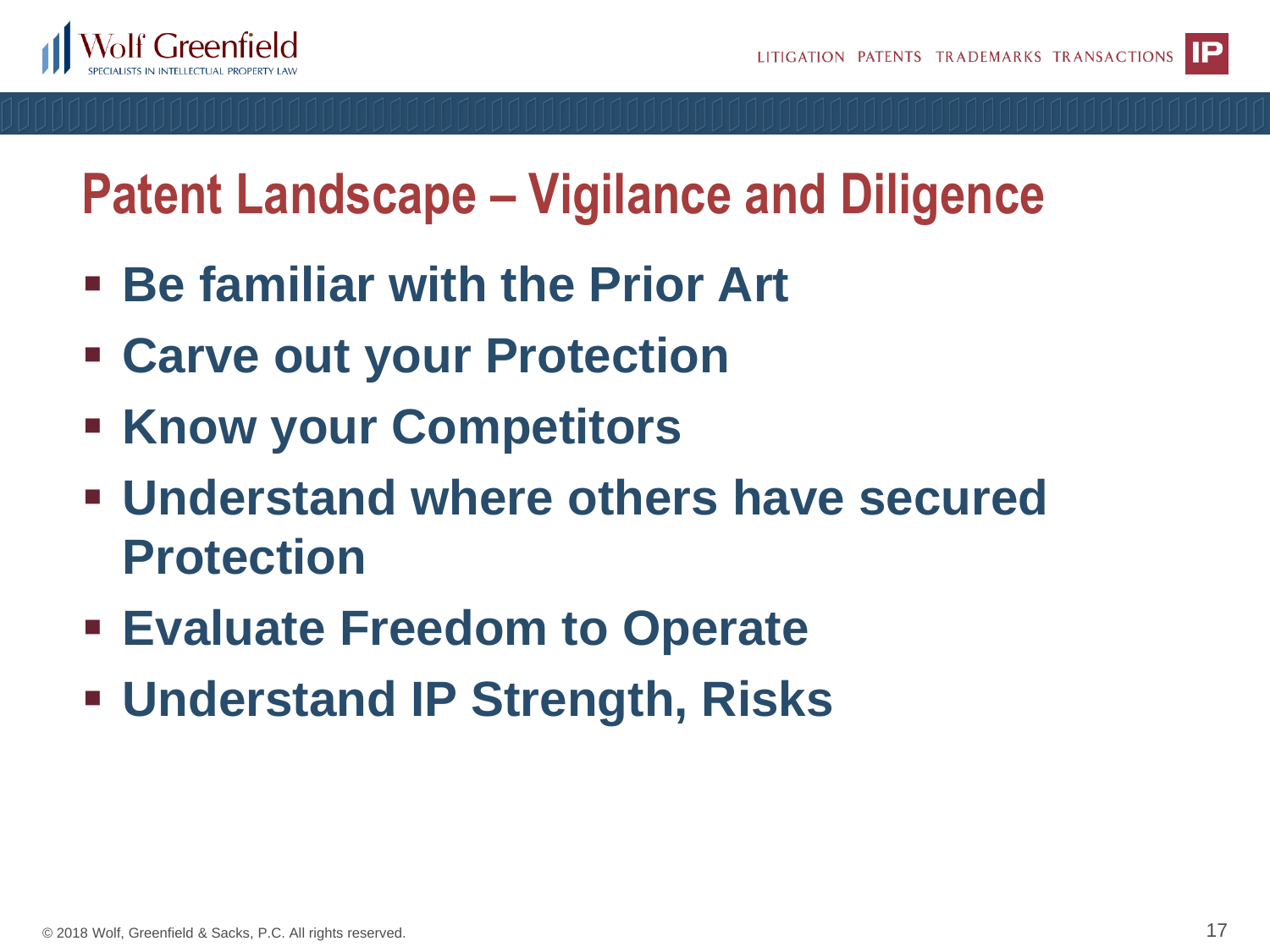# Patent Landscape – Vigilance and Diligence

- **Be familiar with the Prior Art**
- **Carve out your Protection**
- **Know your Competitors**
- **Understand where others have secured Protection**
- **Evaluate Freedom to Operate**
- **Understand IP Strength, Risks**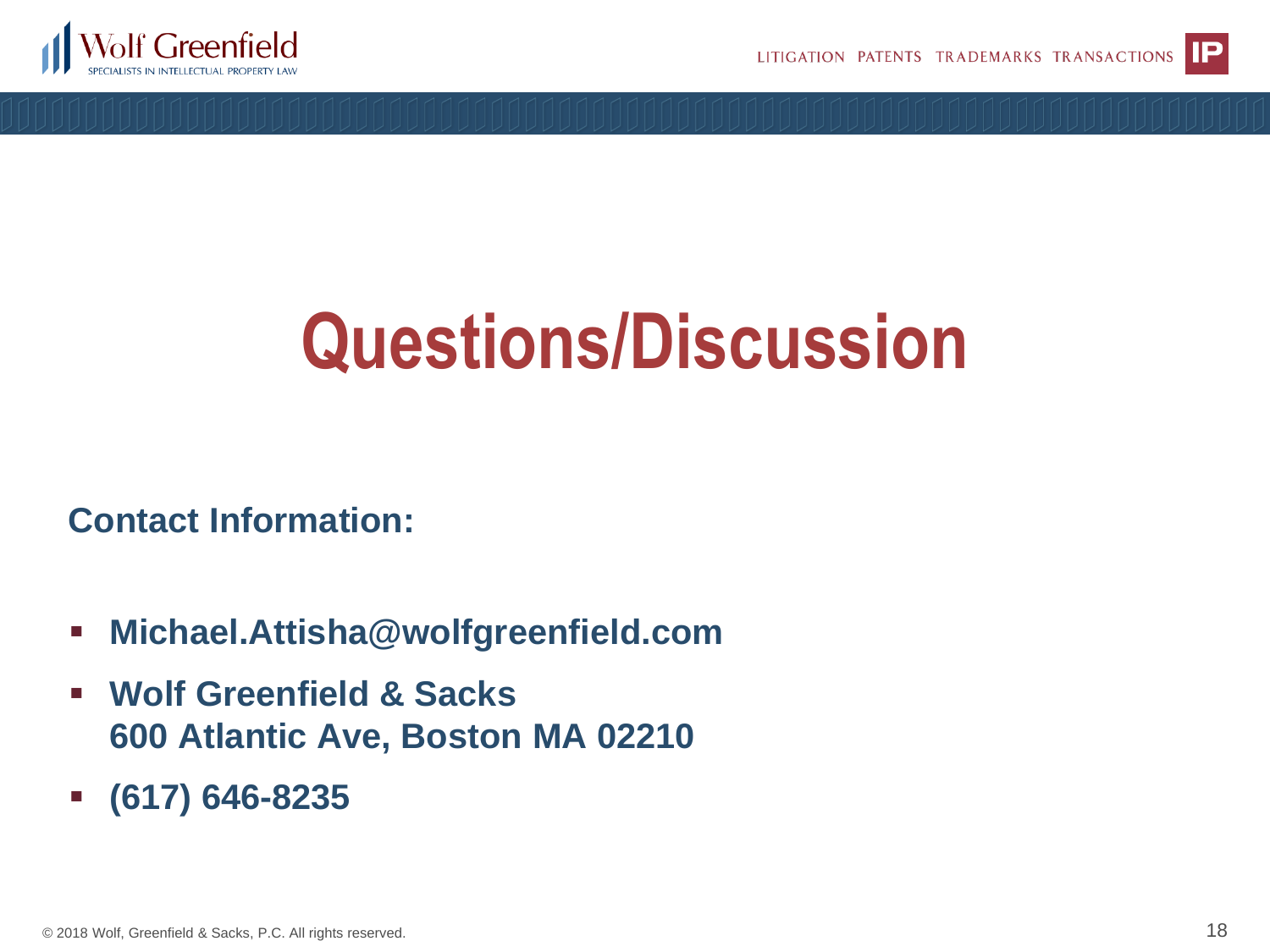# Questions/Discussion

**Contact Information:**

- **Michael.Attisha@wolfgreenfield.com**
- **Wolf Greenfield & Sacks**
  **600 Atlantic Ave, Boston MA 02210**
- **(617) 646-8235**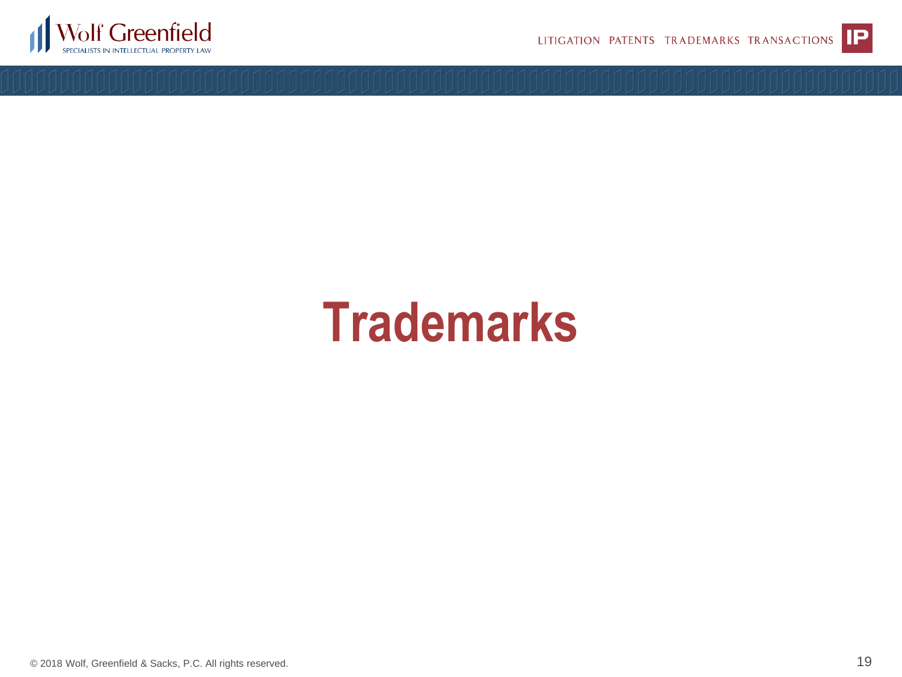# Trademarks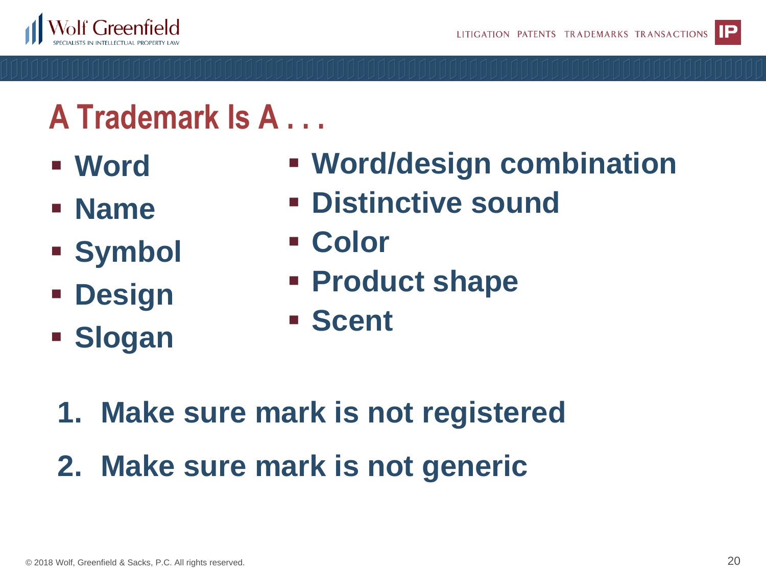# A Trademark Is A . . .

- Word
- Name
- Symbol
- Design
- Slogan
- Word/design combination
- Distinctive sound
- Color
- Product shape
- Scent

1. Make sure mark is not registered
2. Make sure mark is not generic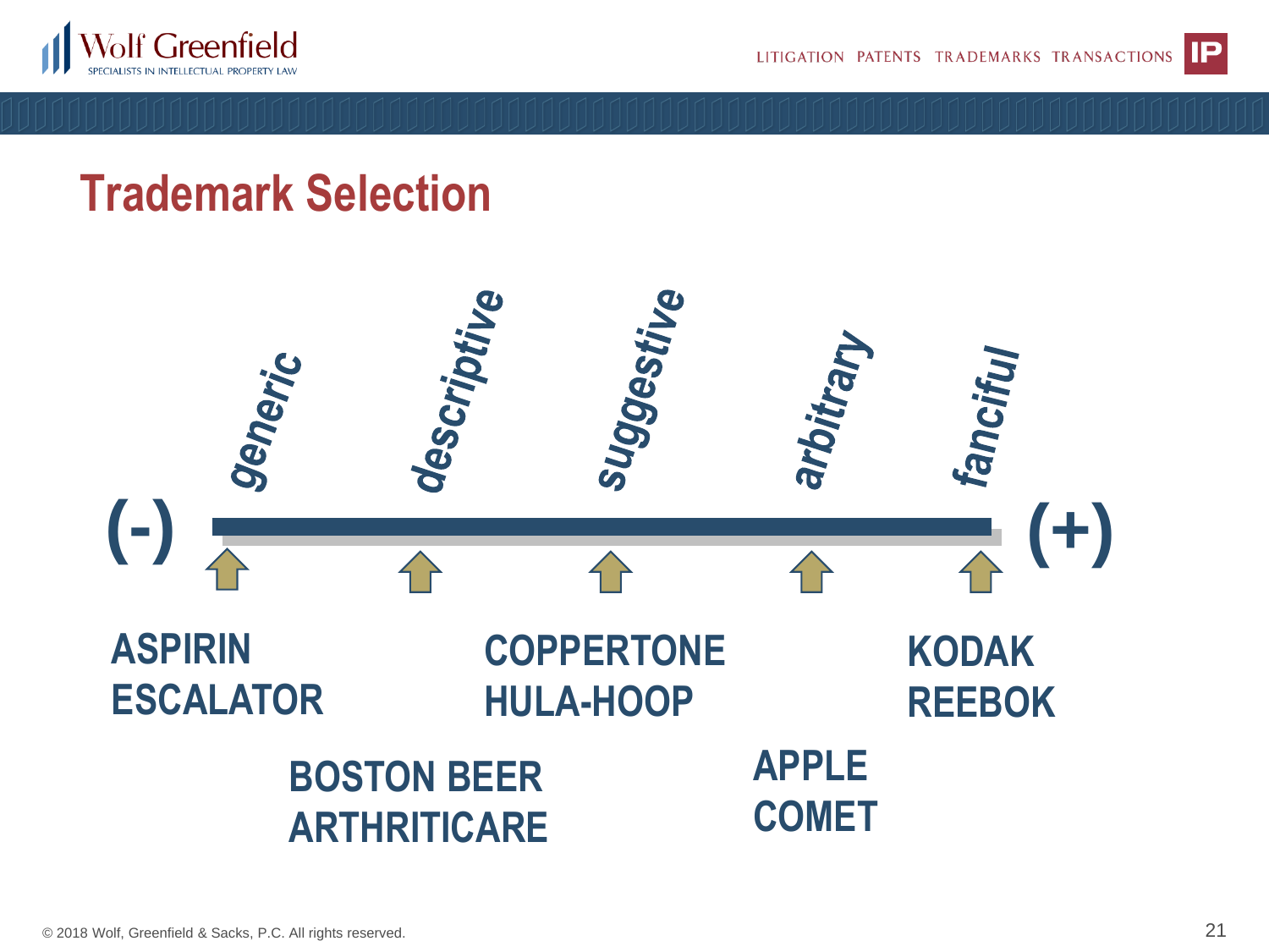# Trademark Selection

(-) *generic* *descriptive* *suggestive* *arbitrary* *fanciful* (+)

**ASPIRIN**
**ESCALATOR**

**BOSTON BEER**
**ARTHRITICARE**

**COPPERTONE**
**HULA-HOOP**

**APPLE**
**COMET**

**KODAK**
**REEBOK**

© 2018 Wolf, Greenfield & Sacks, P.C. All rights reserved.